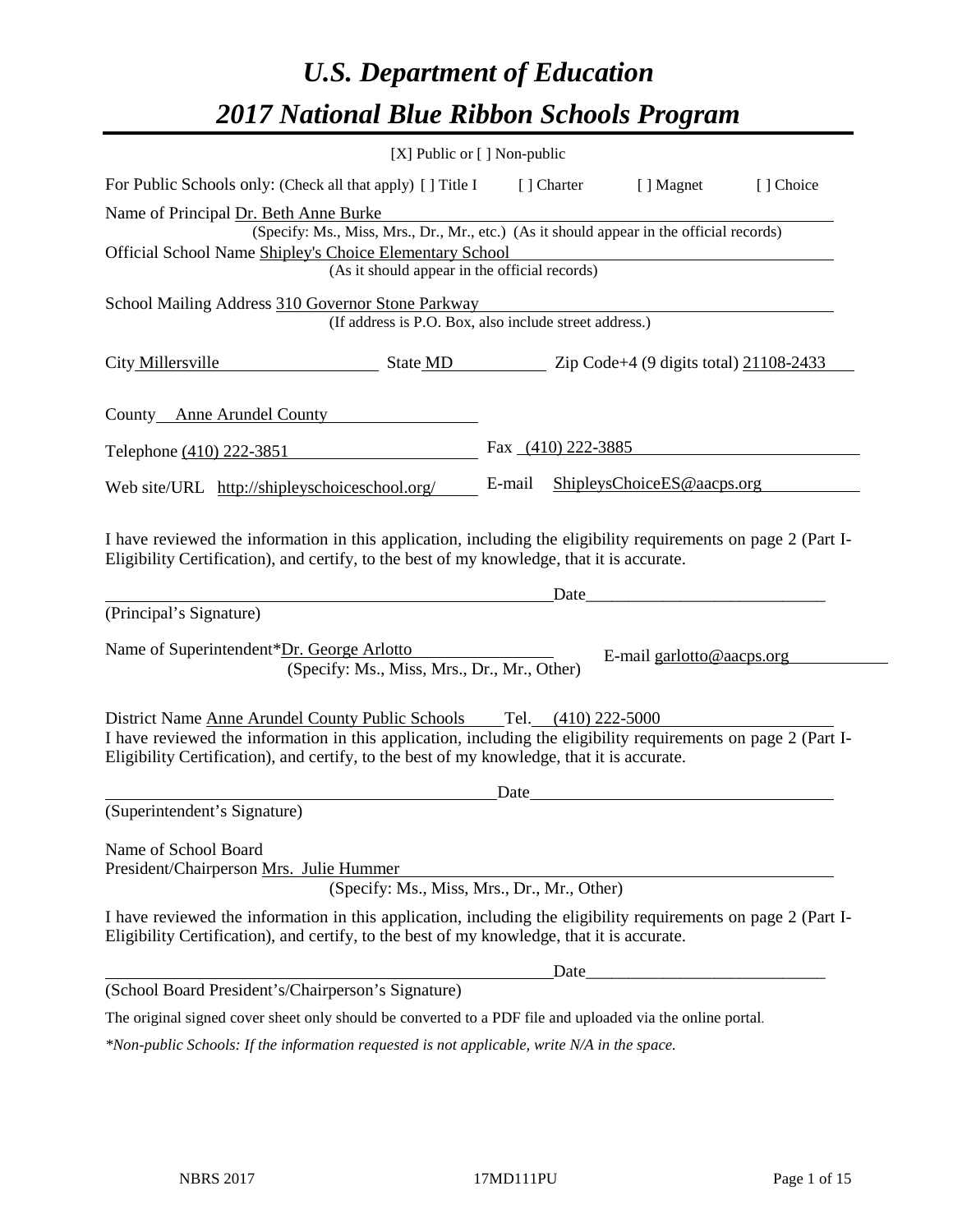# *U.S. Department of Education*
# *2017 National Blue Ribbon Schools Program*

[X] Public or [ ] Non-public

For Public Schools only: (Check all that apply) [ ] Title I [ ] Charter [ ] Magnet [ ] Choice

Name of Principal Dr. Beth Anne Burke
(Specify: Ms., Miss, Mrs., Dr., Mr., etc.) (As it should appear in the official records)

Official School Name Shipley's Choice Elementary School
(As it should appear in the official records)

School Mailing Address 310 Governor Stone Parkway
(If address is P.O. Box, also include street address.)

City Millersville State MD Zip Code+4 (9 digits total) 21108-2433

County Anne Arundel County

Telephone (410) 222-3851 Fax (410) 222-3885

Web site/URL http://shipleyschoiceschool.org/ E-mail ShipleysChoiceES@aacps.org

I have reviewed the information in this application, including the eligibility requirements on page 2 (Part I-Eligibility Certification), and certify, to the best of my knowledge, that it is accurate.

Date\_\_\_\_\_\_\_\_\_\_\_\_\_\_\_\_\_\_\_\_\_\_\_\_\_\_\_\_\_\_

(Principal's Signature)

Name of Superintendent*Dr. George Arlotto E-mail garlotto@aacps.org
(Specify: Ms., Miss, Mrs., Dr., Mr., Other)

District Name Anne Arundel County Public Schools Tel. (410) 222-5000

I have reviewed the information in this application, including the eligibility requirements on page 2 (Part I-Eligibility Certification), and certify, to the best of my knowledge, that it is accurate.

Date\_\_\_\_\_\_\_\_\_\_\_\_\_\_\_\_\_\_\_\_\_\_\_\_\_\_\_\_\_\_

(Superintendent's Signature)

Name of School Board
President/Chairperson Mrs. Julie Hummer
(Specify: Ms., Miss, Mrs., Dr., Mr., Other)

I have reviewed the information in this application, including the eligibility requirements on page 2 (Part I-Eligibility Certification), and certify, to the best of my knowledge, that it is accurate.

Date\_\_\_\_\_\_\_\_\_\_\_\_\_\_\_\_\_\_\_\_\_\_\_\_\_\_\_\_\_\_

(School Board President's/Chairperson's Signature)

The original signed cover sheet only should be converted to a PDF file and uploaded via the online portal.

*\*Non-public Schools: If the information requested is not applicable, write N/A in the space.*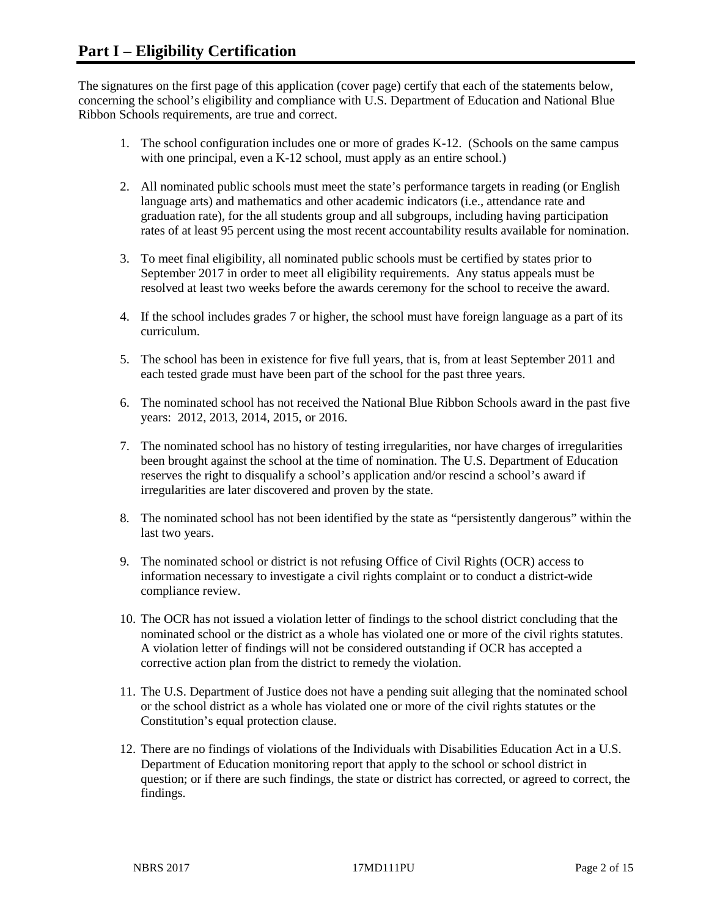# Part I – Eligibility Certification

The signatures on the first page of this application (cover page) certify that each of the statements below, concerning the school's eligibility and compliance with U.S. Department of Education and National Blue Ribbon Schools requirements, are true and correct.

1. The school configuration includes one or more of grades K-12. (Schools on the same campus with one principal, even a K-12 school, must apply as an entire school.)

2. All nominated public schools must meet the state's performance targets in reading (or English language arts) and mathematics and other academic indicators (i.e., attendance rate and graduation rate), for the all students group and all subgroups, including having participation rates of at least 95 percent using the most recent accountability results available for nomination.

3. To meet final eligibility, all nominated public schools must be certified by states prior to September 2017 in order to meet all eligibility requirements. Any status appeals must be resolved at least two weeks before the awards ceremony for the school to receive the award.

4. If the school includes grades 7 or higher, the school must have foreign language as a part of its curriculum.

5. The school has been in existence for five full years, that is, from at least September 2011 and each tested grade must have been part of the school for the past three years.

6. The nominated school has not received the National Blue Ribbon Schools award in the past five years: 2012, 2013, 2014, 2015, or 2016.

7. The nominated school has no history of testing irregularities, nor have charges of irregularities been brought against the school at the time of nomination. The U.S. Department of Education reserves the right to disqualify a school's application and/or rescind a school's award if irregularities are later discovered and proven by the state.

8. The nominated school has not been identified by the state as "persistently dangerous" within the last two years.

9. The nominated school or district is not refusing Office of Civil Rights (OCR) access to information necessary to investigate a civil rights complaint or to conduct a district-wide compliance review.

10. The OCR has not issued a violation letter of findings to the school district concluding that the nominated school or the district as a whole has violated one or more of the civil rights statutes. A violation letter of findings will not be considered outstanding if OCR has accepted a corrective action plan from the district to remedy the violation.

11. The U.S. Department of Justice does not have a pending suit alleging that the nominated school or the school district as a whole has violated one or more of the civil rights statutes or the Constitution's equal protection clause.

12. There are no findings of violations of the Individuals with Disabilities Education Act in a U.S. Department of Education monitoring report that apply to the school or school district in question; or if there are such findings, the state or district has corrected, or agreed to correct, the findings.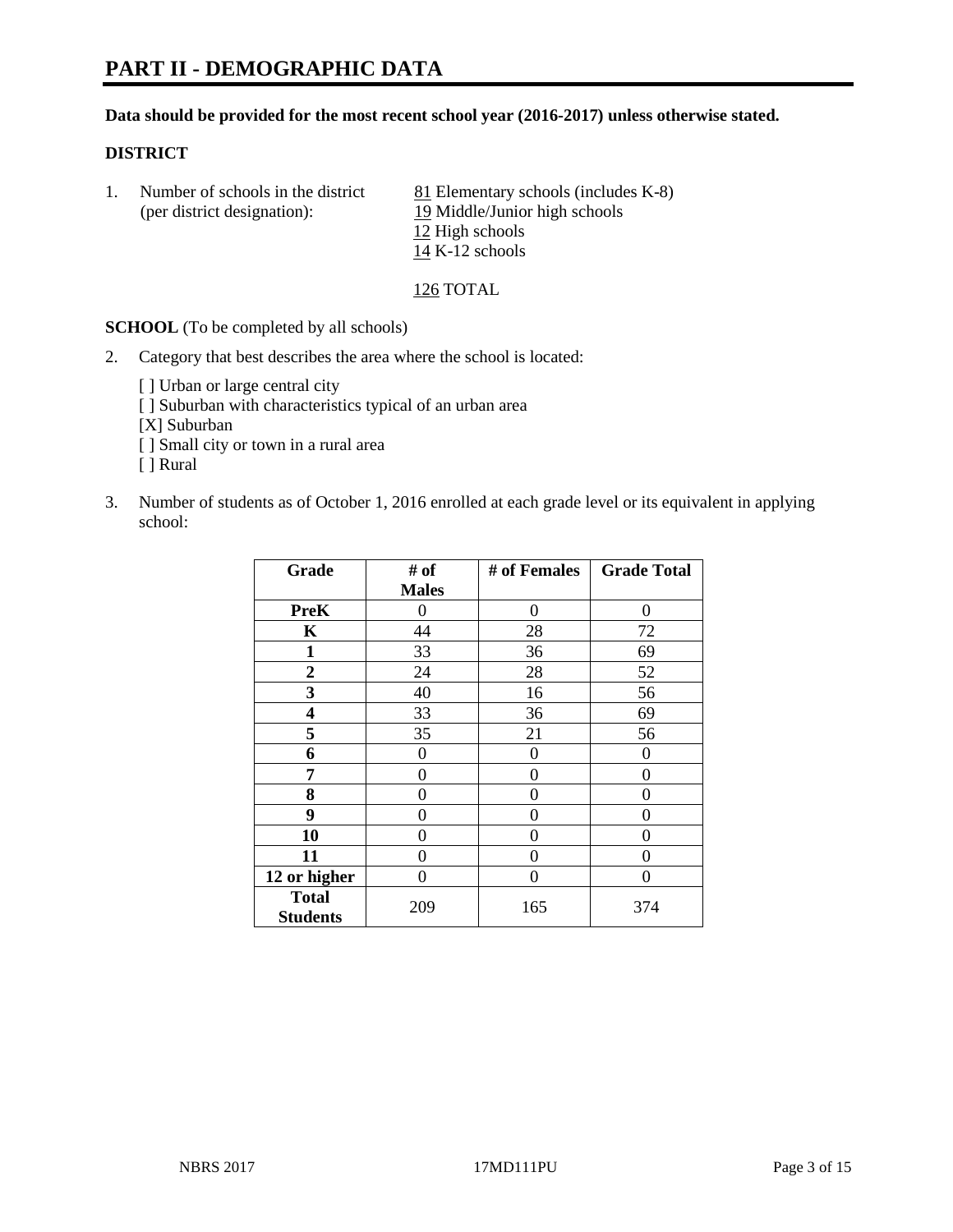# PART II - DEMOGRAPHIC DATA

**Data should be provided for the most recent school year (2016-2017) unless otherwise stated.**

**DISTRICT**

1. Number of schools in the district (per district designation):
   81 Elementary schools (includes K-8)
   19 Middle/Junior high schools
   12 High schools
   14 K-12 schools

   126 TOTAL

**SCHOOL** (To be completed by all schools)

2. Category that best describes the area where the school is located:

   [ ] Urban or large central city
   [ ] Suburban with characteristics typical of an urban area
   [X] Suburban
   [ ] Small city or town in a rural area
   [ ] Rural

3. Number of students as of October 1, 2016 enrolled at each grade level or its equivalent in applying school:

| Grade | # of Males | # of Females | Grade Total |
|---|---|---|---|
| **PreK** | 0 | 0 | 0 |
| **K** | 44 | 28 | 72 |
| **1** | 33 | 36 | 69 |
| **2** | 24 | 28 | 52 |
| **3** | 40 | 16 | 56 |
| **4** | 33 | 36 | 69 |
| **5** | 35 | 21 | 56 |
| **6** | 0 | 0 | 0 |
| **7** | 0 | 0 | 0 |
| **8** | 0 | 0 | 0 |
| **9** | 0 | 0 | 0 |
| **10** | 0 | 0 | 0 |
| **11** | 0 | 0 | 0 |
| **12 or higher** | 0 | 0 | 0 |
| **Total Students** | 209 | 165 | 374 |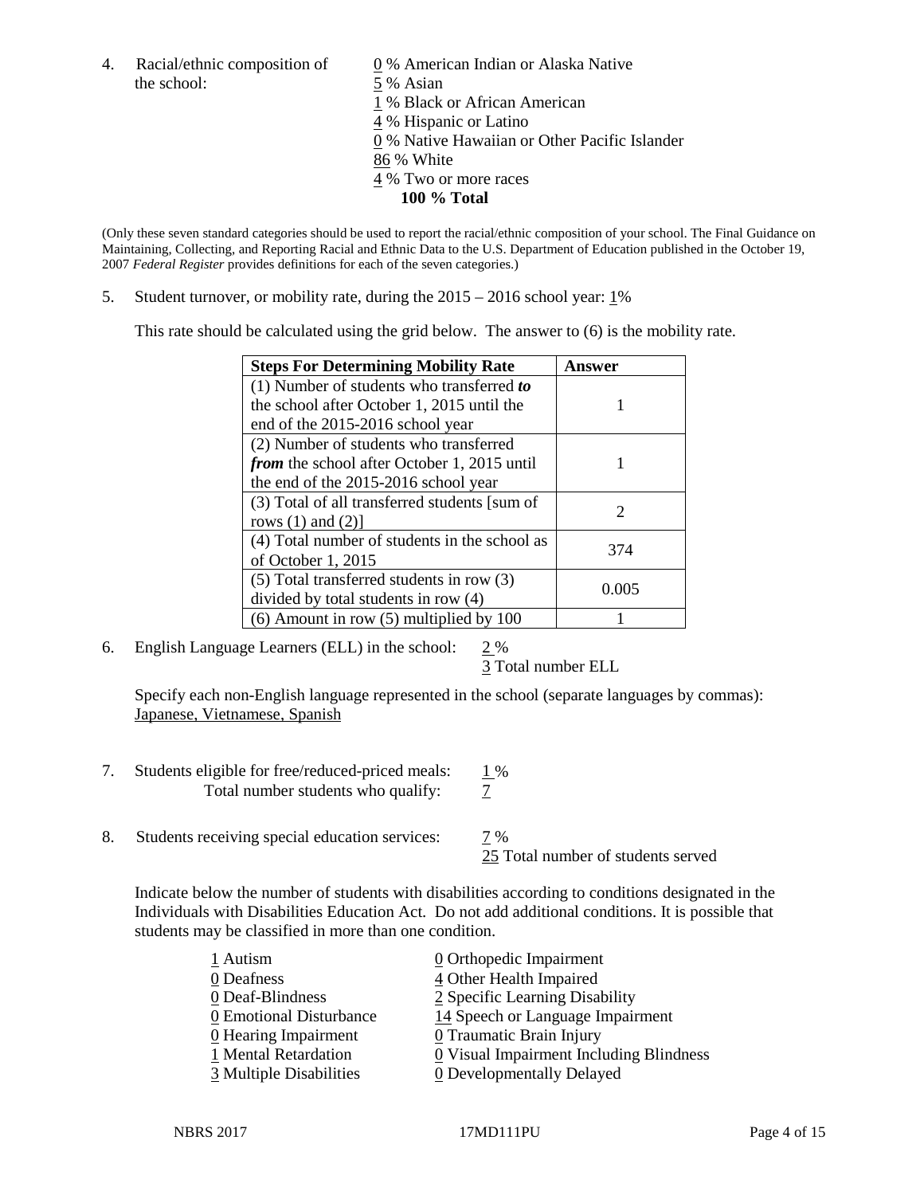4. Racial/ethnic composition of the school:

0 % American Indian or Alaska Native
5 % Asian
1 % Black or African American
4 % Hispanic or Latino
0 % Native Hawaiian or Other Pacific Islander
86 % White
4 % Two or more races
**100 % Total**

(Only these seven standard categories should be used to report the racial/ethnic composition of your school. The Final Guidance on Maintaining, Collecting, and Reporting Racial and Ethnic Data to the U.S. Department of Education published in the October 19, 2007 *Federal Register* provides definitions for each of the seven categories.)

5. Student turnover, or mobility rate, during the 2015 – 2016 school year: 1%

This rate should be calculated using the grid below. The answer to (6) is the mobility rate.

| **Steps For Determining Mobility Rate** | **Answer** |
| --- | --- |
| (1) Number of students who transferred ***to*** the school after October 1, 2015 until the end of the 2015-2016 school year | 1 |
| (2) Number of students who transferred ***from*** the school after October 1, 2015 until the end of the 2015-2016 school year | 1 |
| (3) Total of all transferred students [sum of rows (1) and (2)] | 2 |
| (4) Total number of students in the school as of October 1, 2015 | 374 |
| (5) Total transferred students in row (3) divided by total students in row (4) | 0.005 |
| (6) Amount in row (5) multiplied by 100 | 1 |

6. English Language Learners (ELL) in the school: 2 %
3 Total number ELL

Specify each non-English language represented in the school (separate languages by commas):
Japanese, Vietnamese, Spanish

7. Students eligible for free/reduced-priced meals: 1 %
Total number students who qualify: 7

8. Students receiving special education services: 7 %
25 Total number of students served

Indicate below the number of students with disabilities according to conditions designated in the Individuals with Disabilities Education Act. Do not add additional conditions. It is possible that students may be classified in more than one condition.

1 Autism
0 Deafness
0 Deaf-Blindness
0 Emotional Disturbance
0 Hearing Impairment
1 Mental Retardation
3 Multiple Disabilities
0 Orthopedic Impairment
4 Other Health Impaired
2 Specific Learning Disability
14 Speech or Language Impairment
0 Traumatic Brain Injury
0 Visual Impairment Including Blindness
0 Developmentally Delayed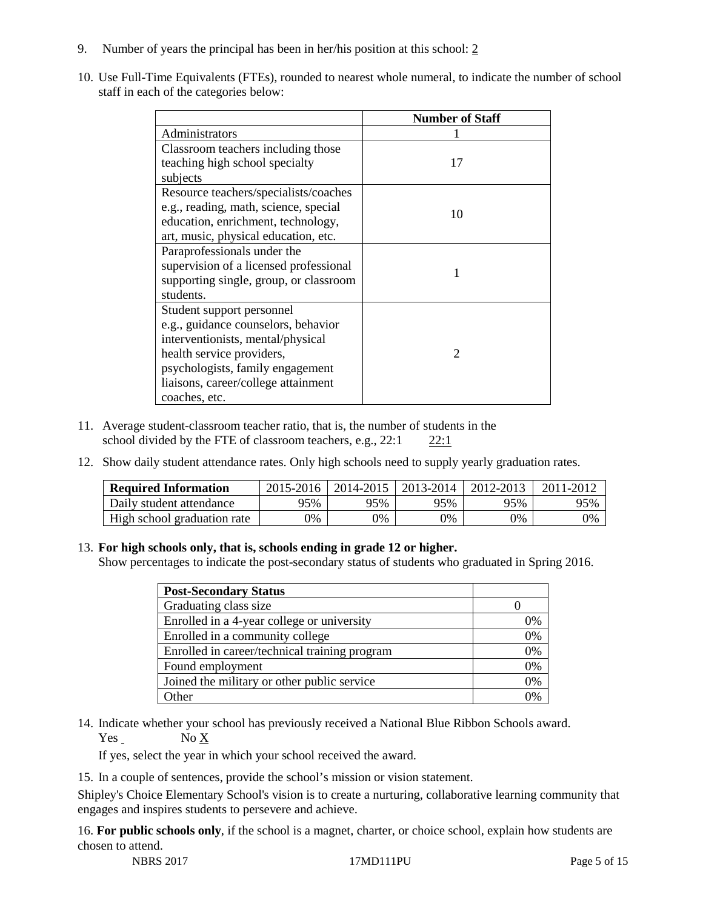9. Number of years the principal has been in her/his position at this school: 2

10. Use Full-Time Equivalents (FTEs), rounded to nearest whole numeral, to indicate the number of school staff in each of the categories below:

| | Number of Staff |
|---|---|
| Administrators | 1 |
| Classroom teachers including those teaching high school specialty subjects | 17 |
| Resource teachers/specialists/coaches e.g., reading, math, science, special education, enrichment, technology, art, music, physical education, etc. | 10 |
| Paraprofessionals under the supervision of a licensed professional supporting single, group, or classroom students. | 1 |
| Student support personnel e.g., guidance counselors, behavior interventionists, mental/physical health service providers, psychologists, family engagement liaisons, career/college attainment coaches, etc. | 2 |

11. Average student-classroom teacher ratio, that is, the number of students in the school divided by the FTE of classroom teachers, e.g., 22:1 22:1

12. Show daily student attendance rates. Only high schools need to supply yearly graduation rates.

| Required Information | 2015-2016 | 2014-2015 | 2013-2014 | 2012-2013 | 2011-2012 |
|---|---|---|---|---|---|
| Daily student attendance | 95% | 95% | 95% | 95% | 95% |
| High school graduation rate | 0% | 0% | 0% | 0% | 0% |

13. **For high schools only, that is, schools ending in grade 12 or higher.**
Show percentages to indicate the post-secondary status of students who graduated in Spring 2016.

| Post-Secondary Status | |
|---|---|
| Graduating class size | 0 |
| Enrolled in a 4-year college or university | 0% |
| Enrolled in a community college | 0% |
| Enrolled in career/technical training program | 0% |
| Found employment | 0% |
| Joined the military or other public service | 0% |
| Other | 0% |

14. Indicate whether your school has previously received a National Blue Ribbon Schools award.
Yes No X

If yes, select the year in which your school received the award.

15. In a couple of sentences, provide the school's mission or vision statement.

Shipley's Choice Elementary School's vision is to create a nurturing, collaborative learning community that engages and inspires students to persevere and achieve.

16. **For public schools only**, if the school is a magnet, charter, or choice school, explain how students are chosen to attend.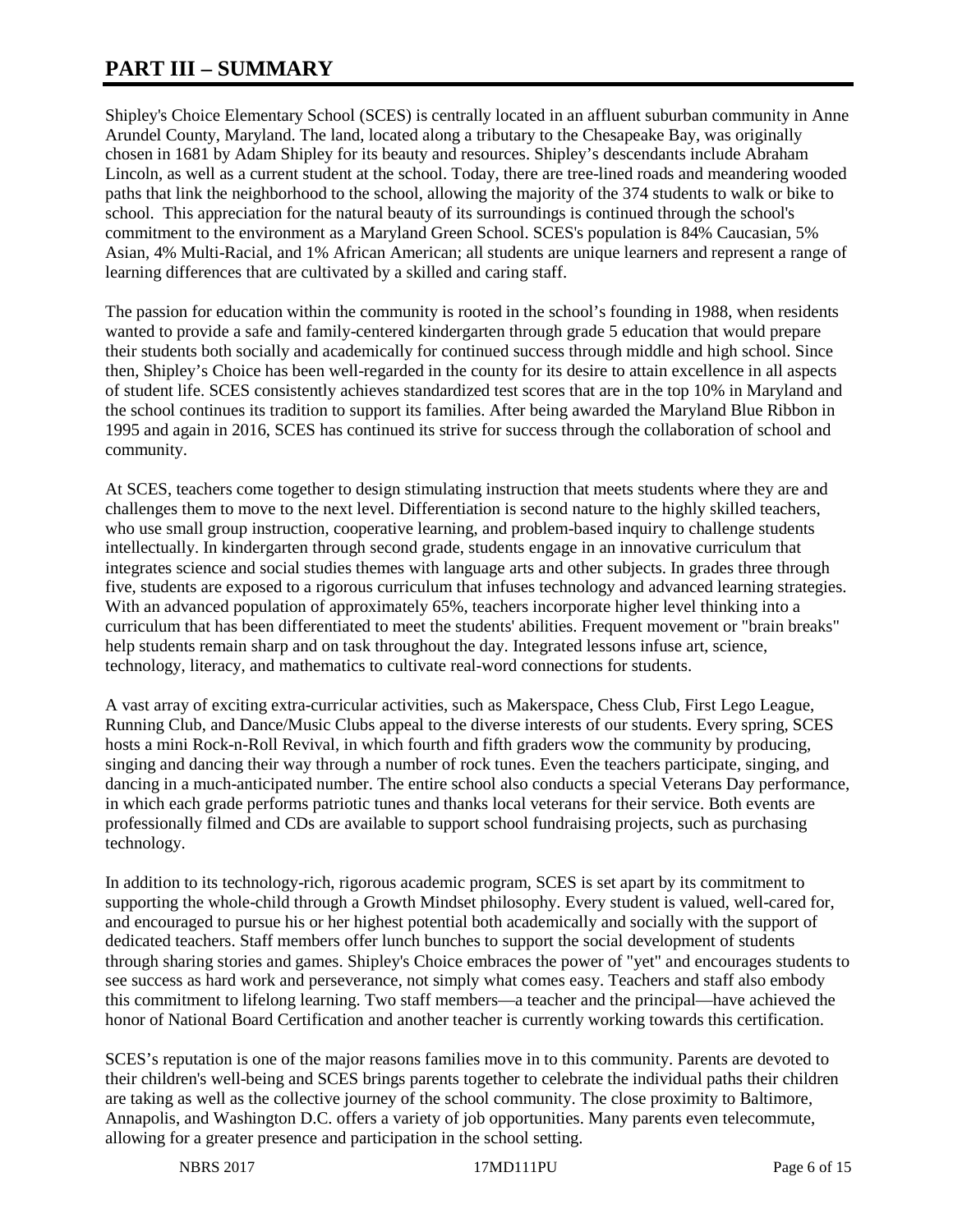# PART III – SUMMARY

Shipley's Choice Elementary School (SCES) is centrally located in an affluent suburban community in Anne Arundel County, Maryland. The land, located along a tributary to the Chesapeake Bay, was originally chosen in 1681 by Adam Shipley for its beauty and resources. Shipley's descendants include Abraham Lincoln, as well as a current student at the school. Today, there are tree-lined roads and meandering wooded paths that link the neighborhood to the school, allowing the majority of the 374 students to walk or bike to school. This appreciation for the natural beauty of its surroundings is continued through the school's commitment to the environment as a Maryland Green School. SCES's population is 84% Caucasian, 5% Asian, 4% Multi-Racial, and 1% African American; all students are unique learners and represent a range of learning differences that are cultivated by a skilled and caring staff.

The passion for education within the community is rooted in the school's founding in 1988, when residents wanted to provide a safe and family-centered kindergarten through grade 5 education that would prepare their students both socially and academically for continued success through middle and high school. Since then, Shipley's Choice has been well-regarded in the county for its desire to attain excellence in all aspects of student life. SCES consistently achieves standardized test scores that are in the top 10% in Maryland and the school continues its tradition to support its families. After being awarded the Maryland Blue Ribbon in 1995 and again in 2016, SCES has continued its strive for success through the collaboration of school and community.

At SCES, teachers come together to design stimulating instruction that meets students where they are and challenges them to move to the next level. Differentiation is second nature to the highly skilled teachers, who use small group instruction, cooperative learning, and problem-based inquiry to challenge students intellectually. In kindergarten through second grade, students engage in an innovative curriculum that integrates science and social studies themes with language arts and other subjects. In grades three through five, students are exposed to a rigorous curriculum that infuses technology and advanced learning strategies. With an advanced population of approximately 65%, teachers incorporate higher level thinking into a curriculum that has been differentiated to meet the students' abilities. Frequent movement or "brain breaks" help students remain sharp and on task throughout the day. Integrated lessons infuse art, science, technology, literacy, and mathematics to cultivate real-word connections for students.

A vast array of exciting extra-curricular activities, such as Makerspace, Chess Club, First Lego League, Running Club, and Dance/Music Clubs appeal to the diverse interests of our students. Every spring, SCES hosts a mini Rock-n-Roll Revival, in which fourth and fifth graders wow the community by producing, singing and dancing their way through a number of rock tunes. Even the teachers participate, singing, and dancing in a much-anticipated number. The entire school also conducts a special Veterans Day performance, in which each grade performs patriotic tunes and thanks local veterans for their service. Both events are professionally filmed and CDs are available to support school fundraising projects, such as purchasing technology.

In addition to its technology-rich, rigorous academic program, SCES is set apart by its commitment to supporting the whole-child through a Growth Mindset philosophy. Every student is valued, well-cared for, and encouraged to pursue his or her highest potential both academically and socially with the support of dedicated teachers. Staff members offer lunch bunches to support the social development of students through sharing stories and games. Shipley's Choice embraces the power of "yet" and encourages students to see success as hard work and perseverance, not simply what comes easy. Teachers and staff also embody this commitment to lifelong learning. Two staff members—a teacher and the principal—have achieved the honor of National Board Certification and another teacher is currently working towards this certification.

SCES's reputation is one of the major reasons families move in to this community. Parents are devoted to their children's well-being and SCES brings parents together to celebrate the individual paths their children are taking as well as the collective journey of the school community. The close proximity to Baltimore, Annapolis, and Washington D.C. offers a variety of job opportunities. Many parents even telecommute, allowing for a greater presence and participation in the school setting.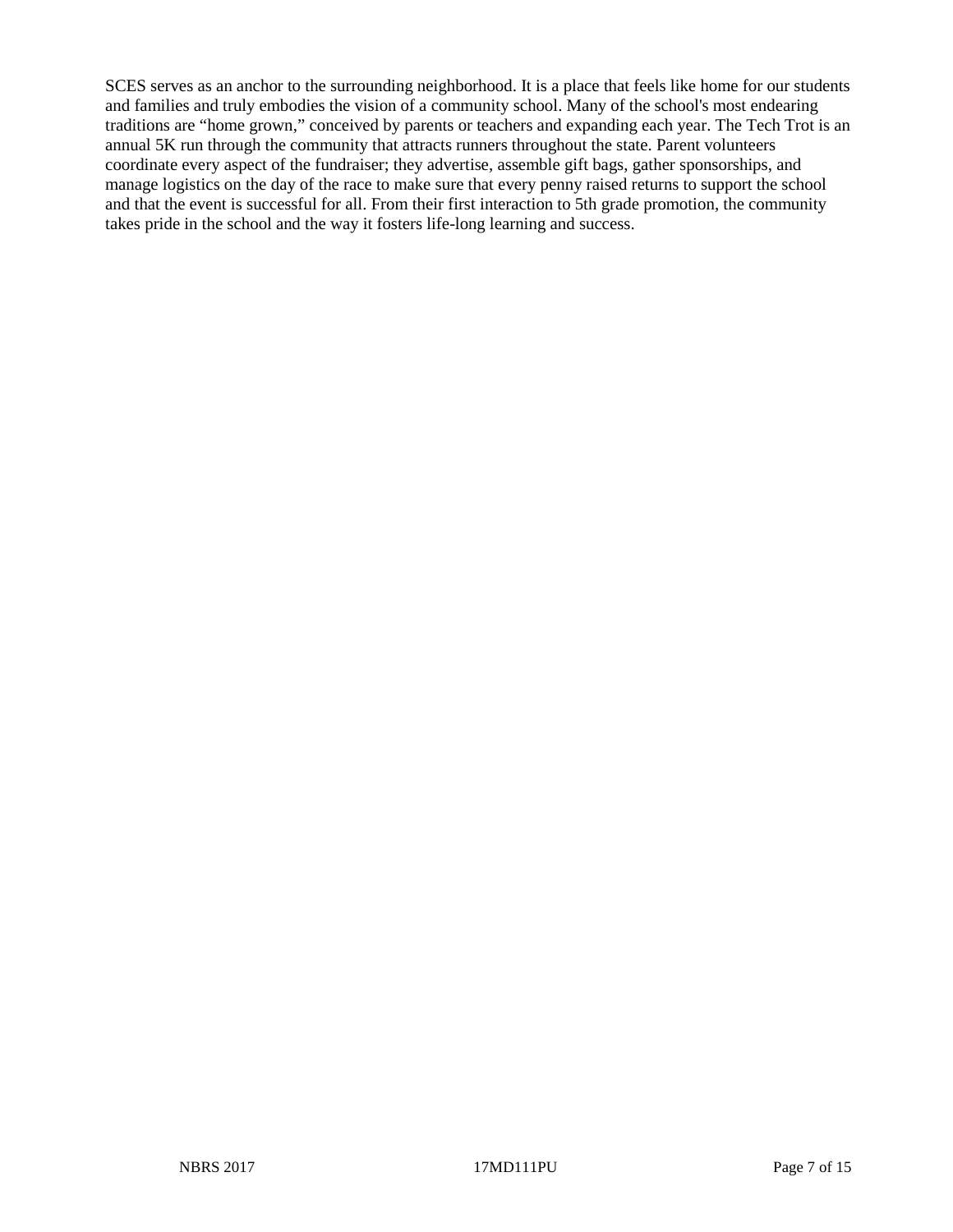SCES serves as an anchor to the surrounding neighborhood. It is a place that feels like home for our students and families and truly embodies the vision of a community school. Many of the school's most endearing traditions are "home grown," conceived by parents or teachers and expanding each year. The Tech Trot is an annual 5K run through the community that attracts runners throughout the state. Parent volunteers coordinate every aspect of the fundraiser; they advertise, assemble gift bags, gather sponsorships, and manage logistics on the day of the race to make sure that every penny raised returns to support the school and that the event is successful for all. From their first interaction to 5th grade promotion, the community takes pride in the school and the way it fosters life-long learning and success.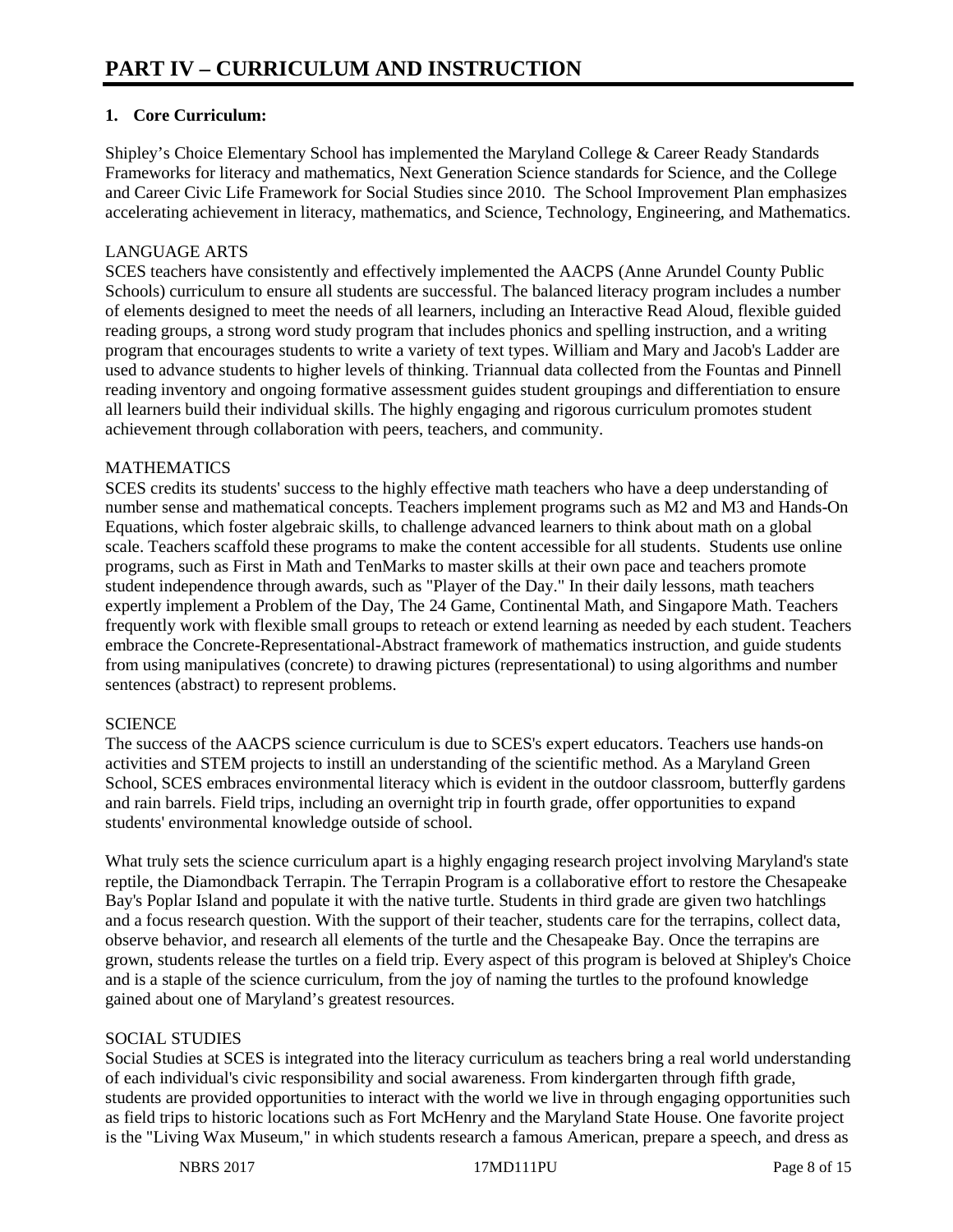# PART IV – CURRICULUM AND INSTRUCTION

## 1. Core Curriculum:

Shipley's Choice Elementary School has implemented the Maryland College & Career Ready Standards Frameworks for literacy and mathematics, Next Generation Science standards for Science, and the College and Career Civic Life Framework for Social Studies since 2010. The School Improvement Plan emphasizes accelerating achievement in literacy, mathematics, and Science, Technology, Engineering, and Mathematics.

LANGUAGE ARTS
SCES teachers have consistently and effectively implemented the AACPS (Anne Arundel County Public Schools) curriculum to ensure all students are successful. The balanced literacy program includes a number of elements designed to meet the needs of all learners, including an Interactive Read Aloud, flexible guided reading groups, a strong word study program that includes phonics and spelling instruction, and a writing program that encourages students to write a variety of text types. William and Mary and Jacob's Ladder are used to advance students to higher levels of thinking. Triannual data collected from the Fountas and Pinnell reading inventory and ongoing formative assessment guides student groupings and differentiation to ensure all learners build their individual skills. The highly engaging and rigorous curriculum promotes student achievement through collaboration with peers, teachers, and community.

MATHEMATICS
SCES credits its students' success to the highly effective math teachers who have a deep understanding of number sense and mathematical concepts. Teachers implement programs such as M2 and M3 and Hands-On Equations, which foster algebraic skills, to challenge advanced learners to think about math on a global scale. Teachers scaffold these programs to make the content accessible for all students. Students use online programs, such as First in Math and TenMarks to master skills at their own pace and teachers promote student independence through awards, such as "Player of the Day." In their daily lessons, math teachers expertly implement a Problem of the Day, The 24 Game, Continental Math, and Singapore Math. Teachers frequently work with flexible small groups to reteach or extend learning as needed by each student. Teachers embrace the Concrete-Representational-Abstract framework of mathematics instruction, and guide students from using manipulatives (concrete) to drawing pictures (representational) to using algorithms and number sentences (abstract) to represent problems.

SCIENCE
The success of the AACPS science curriculum is due to SCES's expert educators. Teachers use hands-on activities and STEM projects to instill an understanding of the scientific method. As a Maryland Green School, SCES embraces environmental literacy which is evident in the outdoor classroom, butterfly gardens and rain barrels. Field trips, including an overnight trip in fourth grade, offer opportunities to expand students' environmental knowledge outside of school.

What truly sets the science curriculum apart is a highly engaging research project involving Maryland's state reptile, the Diamondback Terrapin. The Terrapin Program is a collaborative effort to restore the Chesapeake Bay's Poplar Island and populate it with the native turtle. Students in third grade are given two hatchlings and a focus research question. With the support of their teacher, students care for the terrapins, collect data, observe behavior, and research all elements of the turtle and the Chesapeake Bay. Once the terrapins are grown, students release the turtles on a field trip. Every aspect of this program is beloved at Shipley's Choice and is a staple of the science curriculum, from the joy of naming the turtles to the profound knowledge gained about one of Maryland's greatest resources.

SOCIAL STUDIES
Social Studies at SCES is integrated into the literacy curriculum as teachers bring a real world understanding of each individual's civic responsibility and social awareness. From kindergarten through fifth grade, students are provided opportunities to interact with the world we live in through engaging opportunities such as field trips to historic locations such as Fort McHenry and the Maryland State House. One favorite project is the "Living Wax Museum," in which students research a famous American, prepare a speech, and dress as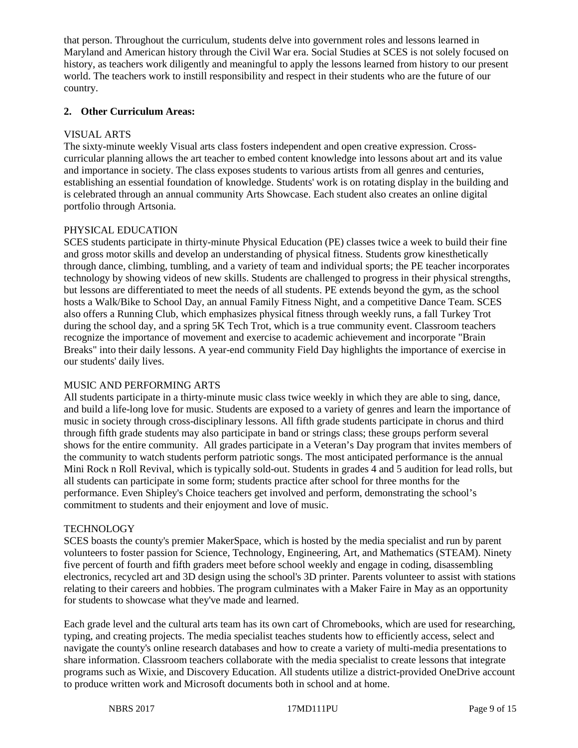that person. Throughout the curriculum, students delve into government roles and lessons learned in Maryland and American history through the Civil War era. Social Studies at SCES is not solely focused on history, as teachers work diligently and meaningful to apply the lessons learned from history to our present world. The teachers work to instill responsibility and respect in their students who are the future of our country.

**2. Other Curriculum Areas:**

VISUAL ARTS

The sixty-minute weekly Visual arts class fosters independent and open creative expression. Cross-curricular planning allows the art teacher to embed content knowledge into lessons about art and its value and importance in society. The class exposes students to various artists from all genres and centuries, establishing an essential foundation of knowledge. Students' work is on rotating display in the building and is celebrated through an annual community Arts Showcase. Each student also creates an online digital portfolio through Artsonia.

PHYSICAL EDUCATION

SCES students participate in thirty-minute Physical Education (PE) classes twice a week to build their fine and gross motor skills and develop an understanding of physical fitness. Students grow kinesthetically through dance, climbing, tumbling, and a variety of team and individual sports; the PE teacher incorporates technology by showing videos of new skills. Students are challenged to progress in their physical strengths, but lessons are differentiated to meet the needs of all students. PE extends beyond the gym, as the school hosts a Walk/Bike to School Day, an annual Family Fitness Night, and a competitive Dance Team. SCES also offers a Running Club, which emphasizes physical fitness through weekly runs, a fall Turkey Trot during the school day, and a spring 5K Tech Trot, which is a true community event. Classroom teachers recognize the importance of movement and exercise to academic achievement and incorporate "Brain Breaks" into their daily lessons. A year-end community Field Day highlights the importance of exercise in our students' daily lives.

MUSIC AND PERFORMING ARTS

All students participate in a thirty-minute music class twice weekly in which they are able to sing, dance, and build a life-long love for music. Students are exposed to a variety of genres and learn the importance of music in society through cross-disciplinary lessons. All fifth grade students participate in chorus and third through fifth grade students may also participate in band or strings class; these groups perform several shows for the entire community. All grades participate in a Veteran's Day program that invites members of the community to watch students perform patriotic songs. The most anticipated performance is the annual Mini Rock n Roll Revival, which is typically sold-out. Students in grades 4 and 5 audition for lead rolls, but all students can participate in some form; students practice after school for three months for the performance. Even Shipley's Choice teachers get involved and perform, demonstrating the school's commitment to students and their enjoyment and love of music.

TECHNOLOGY

SCES boasts the county's premier MakerSpace, which is hosted by the media specialist and run by parent volunteers to foster passion for Science, Technology, Engineering, Art, and Mathematics (STEAM). Ninety five percent of fourth and fifth graders meet before school weekly and engage in coding, disassembling electronics, recycled art and 3D design using the school's 3D printer. Parents volunteer to assist with stations relating to their careers and hobbies. The program culminates with a Maker Faire in May as an opportunity for students to showcase what they've made and learned.

Each grade level and the cultural arts team has its own cart of Chromebooks, which are used for researching, typing, and creating projects. The media specialist teaches students how to efficiently access, select and navigate the county's online research databases and how to create a variety of multi-media presentations to share information. Classroom teachers collaborate with the media specialist to create lessons that integrate programs such as Wixie, and Discovery Education. All students utilize a district-provided OneDrive account to produce written work and Microsoft documents both in school and at home.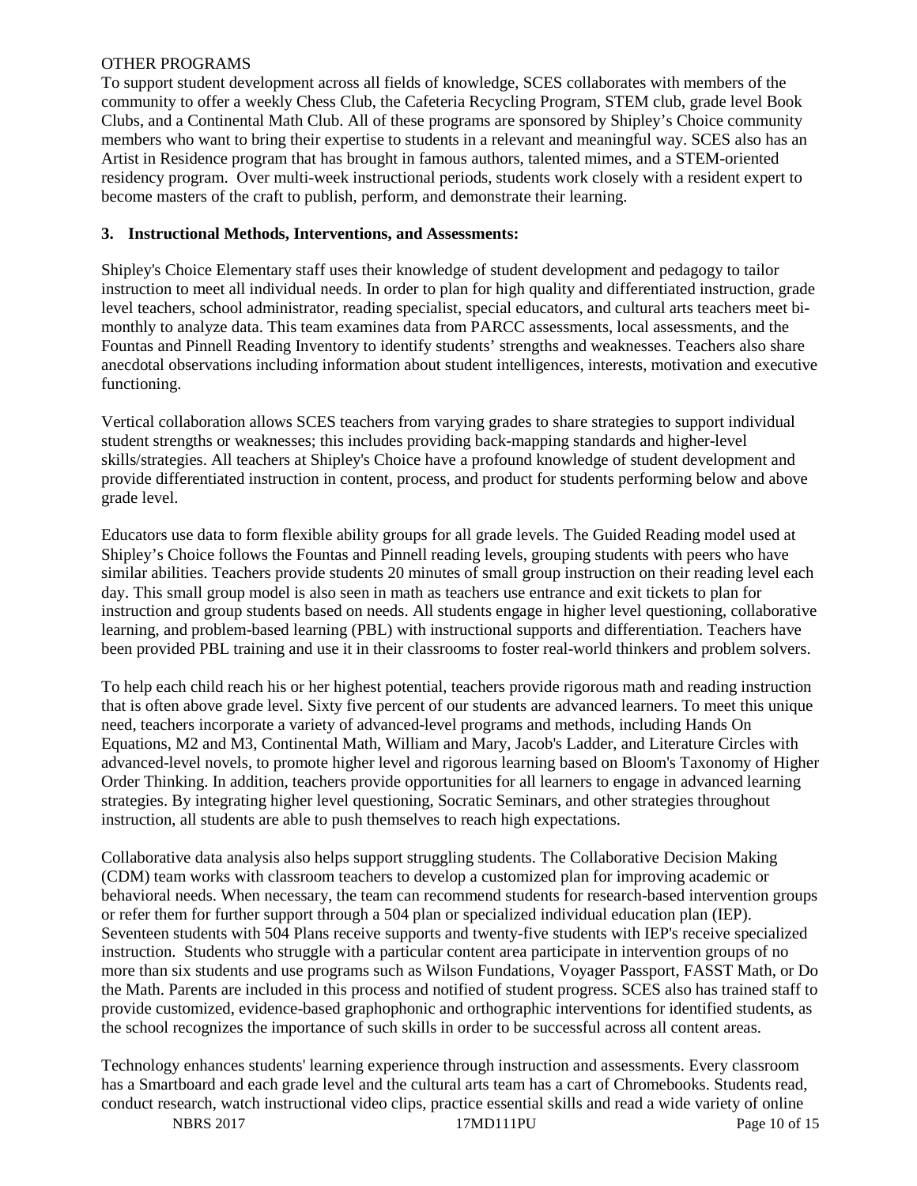OTHER PROGRAMS

To support student development across all fields of knowledge, SCES collaborates with members of the community to offer a weekly Chess Club, the Cafeteria Recycling Program, STEM club, grade level Book Clubs, and a Continental Math Club. All of these programs are sponsored by Shipley's Choice community members who want to bring their expertise to students in a relevant and meaningful way. SCES also has an Artist in Residence program that has brought in famous authors, talented mimes, and a STEM-oriented residency program. Over multi-week instructional periods, students work closely with a resident expert to become masters of the craft to publish, perform, and demonstrate their learning.

**3. Instructional Methods, Interventions, and Assessments:**

Shipley's Choice Elementary staff uses their knowledge of student development and pedagogy to tailor instruction to meet all individual needs. In order to plan for high quality and differentiated instruction, grade level teachers, school administrator, reading specialist, special educators, and cultural arts teachers meet bi-monthly to analyze data. This team examines data from PARCC assessments, local assessments, and the Fountas and Pinnell Reading Inventory to identify students' strengths and weaknesses. Teachers also share anecdotal observations including information about student intelligences, interests, motivation and executive functioning.

Vertical collaboration allows SCES teachers from varying grades to share strategies to support individual student strengths or weaknesses; this includes providing back-mapping standards and higher-level skills/strategies. All teachers at Shipley's Choice have a profound knowledge of student development and provide differentiated instruction in content, process, and product for students performing below and above grade level.

Educators use data to form flexible ability groups for all grade levels. The Guided Reading model used at Shipley's Choice follows the Fountas and Pinnell reading levels, grouping students with peers who have similar abilities. Teachers provide students 20 minutes of small group instruction on their reading level each day. This small group model is also seen in math as teachers use entrance and exit tickets to plan for instruction and group students based on needs. All students engage in higher level questioning, collaborative learning, and problem-based learning (PBL) with instructional supports and differentiation. Teachers have been provided PBL training and use it in their classrooms to foster real-world thinkers and problem solvers.

To help each child reach his or her highest potential, teachers provide rigorous math and reading instruction that is often above grade level. Sixty five percent of our students are advanced learners. To meet this unique need, teachers incorporate a variety of advanced-level programs and methods, including Hands On Equations, M2 and M3, Continental Math, William and Mary, Jacob's Ladder, and Literature Circles with advanced-level novels, to promote higher level and rigorous learning based on Bloom's Taxonomy of Higher Order Thinking. In addition, teachers provide opportunities for all learners to engage in advanced learning strategies. By integrating higher level questioning, Socratic Seminars, and other strategies throughout instruction, all students are able to push themselves to reach high expectations.

Collaborative data analysis also helps support struggling students. The Collaborative Decision Making (CDM) team works with classroom teachers to develop a customized plan for improving academic or behavioral needs. When necessary, the team can recommend students for research-based intervention groups or refer them for further support through a 504 plan or specialized individual education plan (IEP). Seventeen students with 504 Plans receive supports and twenty-five students with IEP's receive specialized instruction. Students who struggle with a particular content area participate in intervention groups of no more than six students and use programs such as Wilson Fundations, Voyager Passport, FASST Math, or Do the Math. Parents are included in this process and notified of student progress. SCES also has trained staff to provide customized, evidence-based graphophonic and orthographic interventions for identified students, as the school recognizes the importance of such skills in order to be successful across all content areas.

Technology enhances students' learning experience through instruction and assessments. Every classroom has a Smartboard and each grade level and the cultural arts team has a cart of Chromebooks. Students read, conduct research, watch instructional video clips, practice essential skills and read a wide variety of online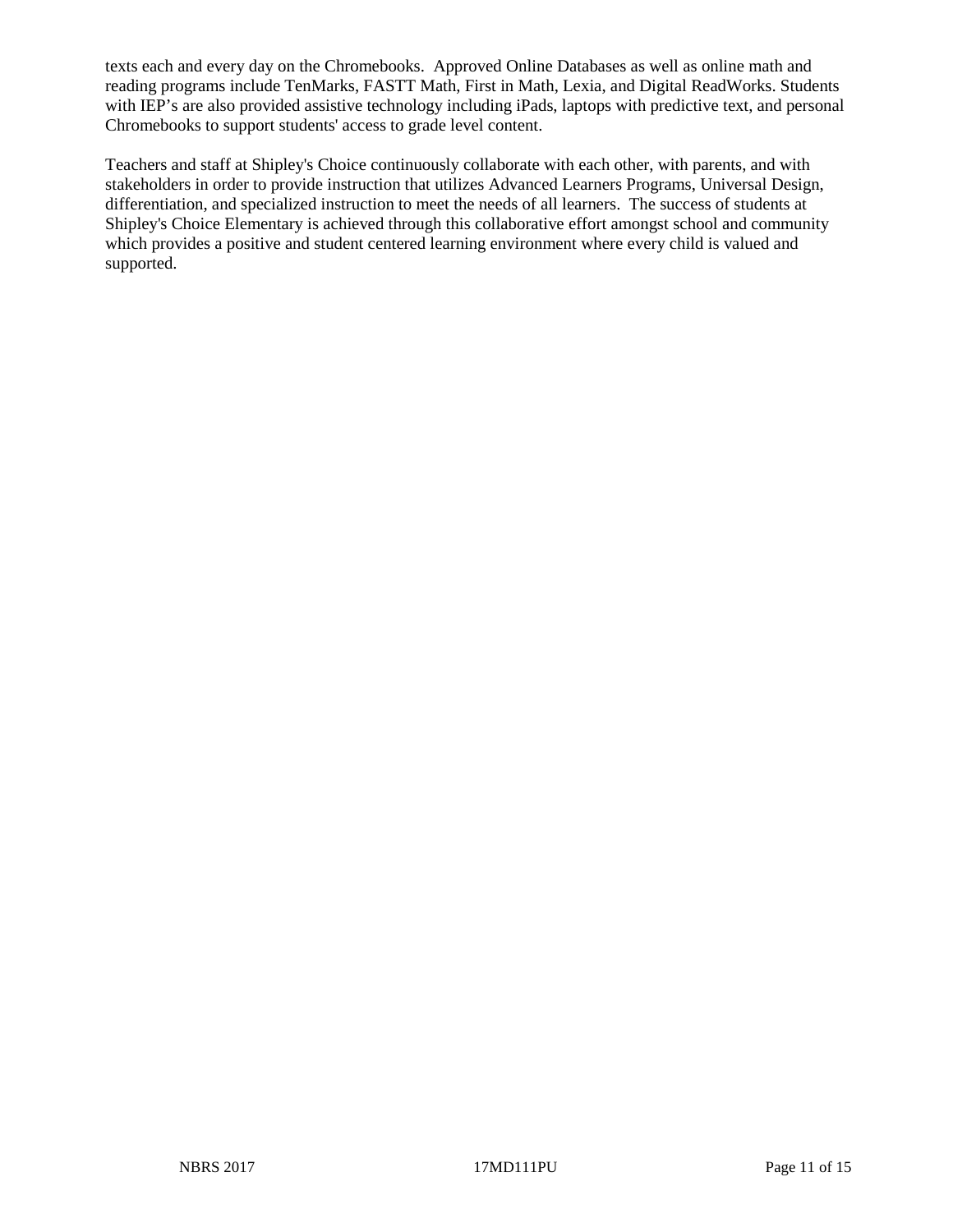texts each and every day on the Chromebooks. Approved Online Databases as well as online math and reading programs include TenMarks, FASTT Math, First in Math, Lexia, and Digital ReadWorks. Students with IEP's are also provided assistive technology including iPads, laptops with predictive text, and personal Chromebooks to support students' access to grade level content.

Teachers and staff at Shipley's Choice continuously collaborate with each other, with parents, and with stakeholders in order to provide instruction that utilizes Advanced Learners Programs, Universal Design, differentiation, and specialized instruction to meet the needs of all learners. The success of students at Shipley's Choice Elementary is achieved through this collaborative effort amongst school and community which provides a positive and student centered learning environment where every child is valued and supported.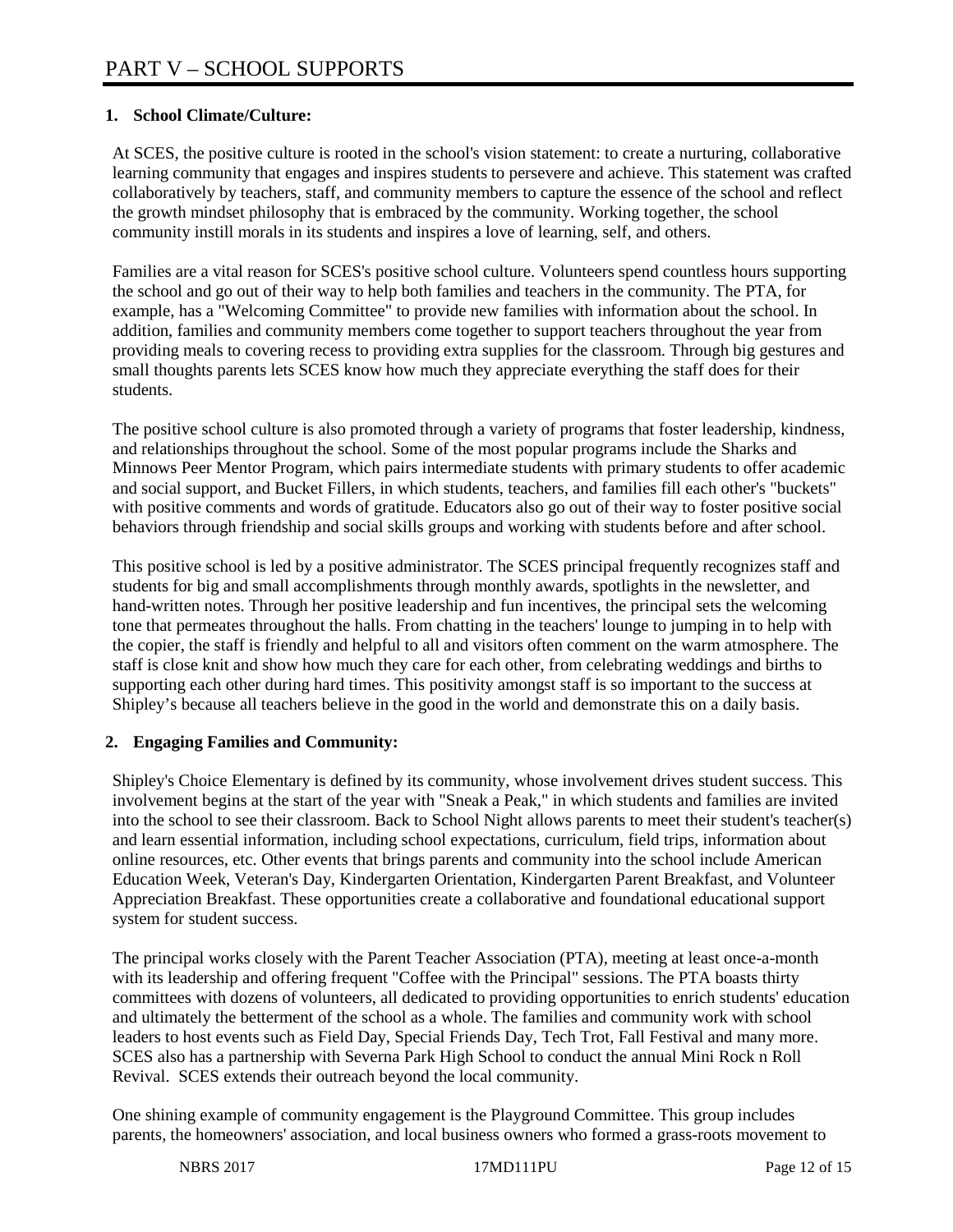# PART V – SCHOOL SUPPORTS

**1. School Climate/Culture:**

At SCES, the positive culture is rooted in the school's vision statement: to create a nurturing, collaborative learning community that engages and inspires students to persevere and achieve. This statement was crafted collaboratively by teachers, staff, and community members to capture the essence of the school and reflect the growth mindset philosophy that is embraced by the community. Working together, the school community instill morals in its students and inspires a love of learning, self, and others.

Families are a vital reason for SCES's positive school culture. Volunteers spend countless hours supporting the school and go out of their way to help both families and teachers in the community. The PTA, for example, has a "Welcoming Committee" to provide new families with information about the school. In addition, families and community members come together to support teachers throughout the year from providing meals to covering recess to providing extra supplies for the classroom. Through big gestures and small thoughts parents lets SCES know how much they appreciate everything the staff does for their students.

The positive school culture is also promoted through a variety of programs that foster leadership, kindness, and relationships throughout the school. Some of the most popular programs include the Sharks and Minnows Peer Mentor Program, which pairs intermediate students with primary students to offer academic and social support, and Bucket Fillers, in which students, teachers, and families fill each other's "buckets" with positive comments and words of gratitude. Educators also go out of their way to foster positive social behaviors through friendship and social skills groups and working with students before and after school.

This positive school is led by a positive administrator. The SCES principal frequently recognizes staff and students for big and small accomplishments through monthly awards, spotlights in the newsletter, and hand-written notes. Through her positive leadership and fun incentives, the principal sets the welcoming tone that permeates throughout the halls. From chatting in the teachers' lounge to jumping in to help with the copier, the staff is friendly and helpful to all and visitors often comment on the warm atmosphere. The staff is close knit and show how much they care for each other, from celebrating weddings and births to supporting each other during hard times. This positivity amongst staff is so important to the success at Shipley’s because all teachers believe in the good in the world and demonstrate this on a daily basis.

**2. Engaging Families and Community:**

Shipley's Choice Elementary is defined by its community, whose involvement drives student success. This involvement begins at the start of the year with "Sneak a Peak," in which students and families are invited into the school to see their classroom. Back to School Night allows parents to meet their student's teacher(s) and learn essential information, including school expectations, curriculum, field trips, information about online resources, etc. Other events that brings parents and community into the school include American Education Week, Veteran's Day, Kindergarten Orientation, Kindergarten Parent Breakfast, and Volunteer Appreciation Breakfast. These opportunities create a collaborative and foundational educational support system for student success.

The principal works closely with the Parent Teacher Association (PTA), meeting at least once-a-month with its leadership and offering frequent "Coffee with the Principal" sessions. The PTA boasts thirty committees with dozens of volunteers, all dedicated to providing opportunities to enrich students' education and ultimately the betterment of the school as a whole. The families and community work with school leaders to host events such as Field Day, Special Friends Day, Tech Trot, Fall Festival and many more. SCES also has a partnership with Severna Park High School to conduct the annual Mini Rock n Roll Revival. SCES extends their outreach beyond the local community.

One shining example of community engagement is the Playground Committee. This group includes parents, the homeowners' association, and local business owners who formed a grass-roots movement to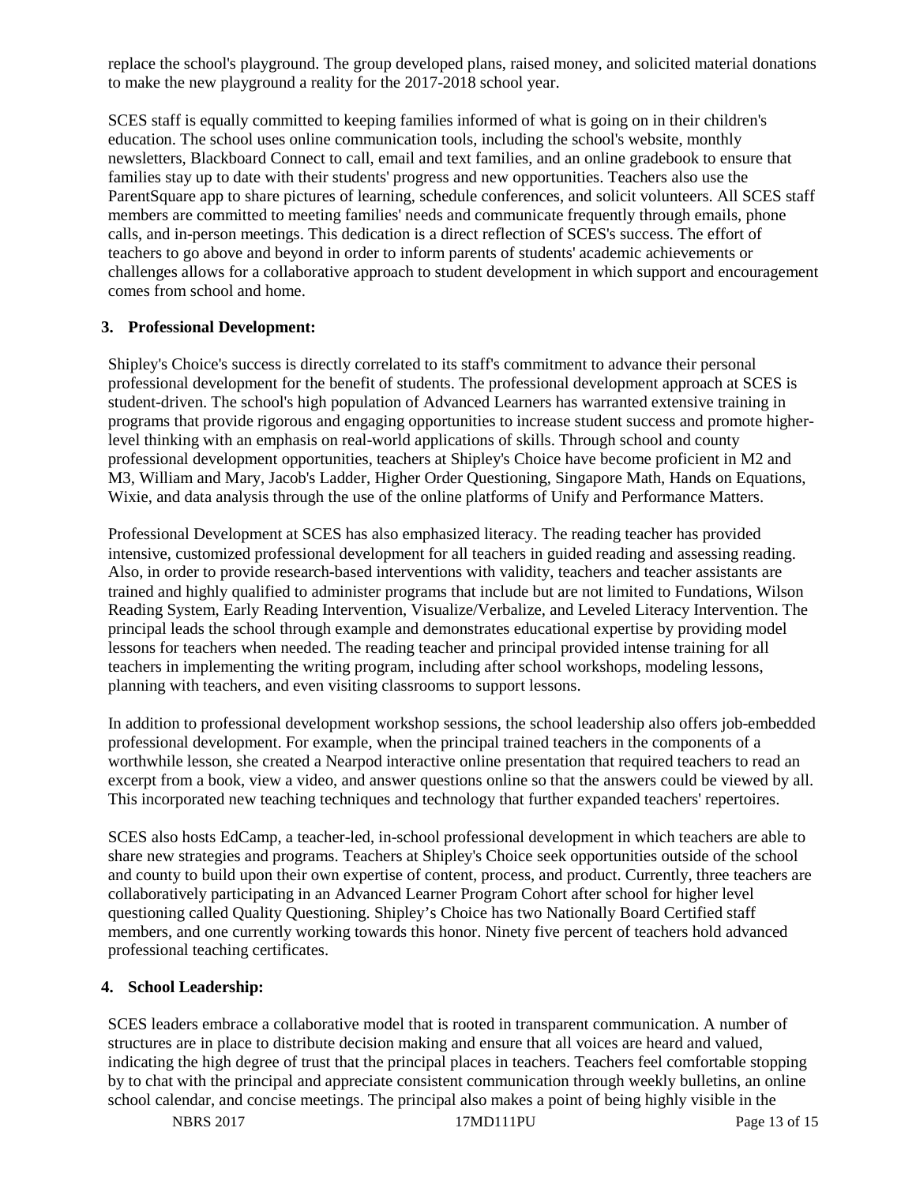replace the school's playground. The group developed plans, raised money, and solicited material donations to make the new playground a reality for the 2017-2018 school year.

SCES staff is equally committed to keeping families informed of what is going on in their children's education. The school uses online communication tools, including the school's website, monthly newsletters, Blackboard Connect to call, email and text families, and an online gradebook to ensure that families stay up to date with their students' progress and new opportunities. Teachers also use the ParentSquare app to share pictures of learning, schedule conferences, and solicit volunteers. All SCES staff members are committed to meeting families' needs and communicate frequently through emails, phone calls, and in-person meetings. This dedication is a direct reflection of SCES's success. The effort of teachers to go above and beyond in order to inform parents of students' academic achievements or challenges allows for a collaborative approach to student development in which support and encouragement comes from school and home.

**3. Professional Development:**

Shipley's Choice's success is directly correlated to its staff's commitment to advance their personal professional development for the benefit of students. The professional development approach at SCES is student-driven. The school's high population of Advanced Learners has warranted extensive training in programs that provide rigorous and engaging opportunities to increase student success and promote higher-level thinking with an emphasis on real-world applications of skills. Through school and county professional development opportunities, teachers at Shipley's Choice have become proficient in M2 and M3, William and Mary, Jacob's Ladder, Higher Order Questioning, Singapore Math, Hands on Equations, Wixie, and data analysis through the use of the online platforms of Unify and Performance Matters.

Professional Development at SCES has also emphasized literacy. The reading teacher has provided intensive, customized professional development for all teachers in guided reading and assessing reading. Also, in order to provide research-based interventions with validity, teachers and teacher assistants are trained and highly qualified to administer programs that include but are not limited to Fundations, Wilson Reading System, Early Reading Intervention, Visualize/Verbalize, and Leveled Literacy Intervention. The principal leads the school through example and demonstrates educational expertise by providing model lessons for teachers when needed. The reading teacher and principal provided intense training for all teachers in implementing the writing program, including after school workshops, modeling lessons, planning with teachers, and even visiting classrooms to support lessons.

In addition to professional development workshop sessions, the school leadership also offers job-embedded professional development. For example, when the principal trained teachers in the components of a worthwhile lesson, she created a Nearpod interactive online presentation that required teachers to read an excerpt from a book, view a video, and answer questions online so that the answers could be viewed by all. This incorporated new teaching techniques and technology that further expanded teachers' repertoires.

SCES also hosts EdCamp, a teacher-led, in-school professional development in which teachers are able to share new strategies and programs. Teachers at Shipley's Choice seek opportunities outside of the school and county to build upon their own expertise of content, process, and product. Currently, three teachers are collaboratively participating in an Advanced Learner Program Cohort after school for higher level questioning called Quality Questioning. Shipley’s Choice has two Nationally Board Certified staff members, and one currently working towards this honor. Ninety five percent of teachers hold advanced professional teaching certificates.

**4. School Leadership:**

SCES leaders embrace a collaborative model that is rooted in transparent communication. A number of structures are in place to distribute decision making and ensure that all voices are heard and valued, indicating the high degree of trust that the principal places in teachers. Teachers feel comfortable stopping by to chat with the principal and appreciate consistent communication through weekly bulletins, an online school calendar, and concise meetings. The principal also makes a point of being highly visible in the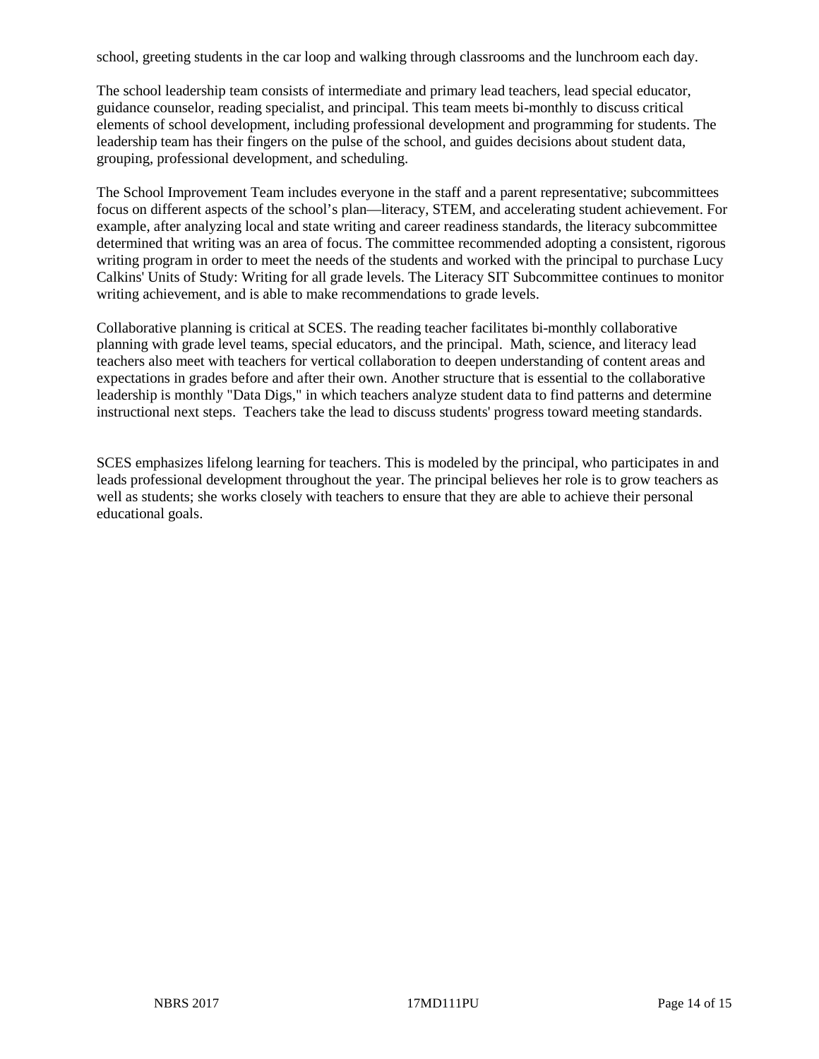school, greeting students in the car loop and walking through classrooms and the lunchroom each day.

The school leadership team consists of intermediate and primary lead teachers, lead special educator, guidance counselor, reading specialist, and principal. This team meets bi-monthly to discuss critical elements of school development, including professional development and programming for students. The leadership team has their fingers on the pulse of the school, and guides decisions about student data, grouping, professional development, and scheduling.

The School Improvement Team includes everyone in the staff and a parent representative; subcommittees focus on different aspects of the school's plan—literacy, STEM, and accelerating student achievement. For example, after analyzing local and state writing and career readiness standards, the literacy subcommittee determined that writing was an area of focus. The committee recommended adopting a consistent, rigorous writing program in order to meet the needs of the students and worked with the principal to purchase Lucy Calkins' Units of Study: Writing for all grade levels. The Literacy SIT Subcommittee continues to monitor writing achievement, and is able to make recommendations to grade levels.

Collaborative planning is critical at SCES. The reading teacher facilitates bi-monthly collaborative planning with grade level teams, special educators, and the principal. Math, science, and literacy lead teachers also meet with teachers for vertical collaboration to deepen understanding of content areas and expectations in grades before and after their own. Another structure that is essential to the collaborative leadership is monthly "Data Digs," in which teachers analyze student data to find patterns and determine instructional next steps. Teachers take the lead to discuss students' progress toward meeting standards.

SCES emphasizes lifelong learning for teachers. This is modeled by the principal, who participates in and leads professional development throughout the year. The principal believes her role is to grow teachers as well as students; she works closely with teachers to ensure that they are able to achieve their personal educational goals.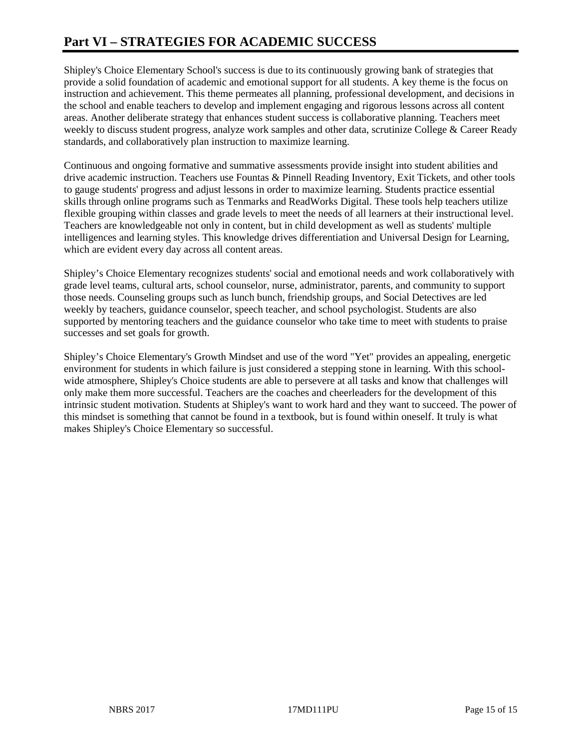# Part VI – STRATEGIES FOR ACADEMIC SUCCESS

Shipley's Choice Elementary School's success is due to its continuously growing bank of strategies that provide a solid foundation of academic and emotional support for all students. A key theme is the focus on instruction and achievement. This theme permeates all planning, professional development, and decisions in the school and enable teachers to develop and implement engaging and rigorous lessons across all content areas. Another deliberate strategy that enhances student success is collaborative planning. Teachers meet weekly to discuss student progress, analyze work samples and other data, scrutinize College & Career Ready standards, and collaboratively plan instruction to maximize learning.

Continuous and ongoing formative and summative assessments provide insight into student abilities and drive academic instruction. Teachers use Fountas & Pinnell Reading Inventory, Exit Tickets, and other tools to gauge students' progress and adjust lessons in order to maximize learning. Students practice essential skills through online programs such as Tenmarks and ReadWorks Digital. These tools help teachers utilize flexible grouping within classes and grade levels to meet the needs of all learners at their instructional level. Teachers are knowledgeable not only in content, but in child development as well as students' multiple intelligences and learning styles. This knowledge drives differentiation and Universal Design for Learning, which are evident every day across all content areas.

Shipley's Choice Elementary recognizes students' social and emotional needs and work collaboratively with grade level teams, cultural arts, school counselor, nurse, administrator, parents, and community to support those needs. Counseling groups such as lunch bunch, friendship groups, and Social Detectives are led weekly by teachers, guidance counselor, speech teacher, and school psychologist. Students are also supported by mentoring teachers and the guidance counselor who take time to meet with students to praise successes and set goals for growth.

Shipley's Choice Elementary's Growth Mindset and use of the word "Yet" provides an appealing, energetic environment for students in which failure is just considered a stepping stone in learning. With this school-wide atmosphere, Shipley's Choice students are able to persevere at all tasks and know that challenges will only make them more successful. Teachers are the coaches and cheerleaders for the development of this intrinsic student motivation. Students at Shipley's want to work hard and they want to succeed. The power of this mindset is something that cannot be found in a textbook, but is found within oneself. It truly is what makes Shipley's Choice Elementary so successful.